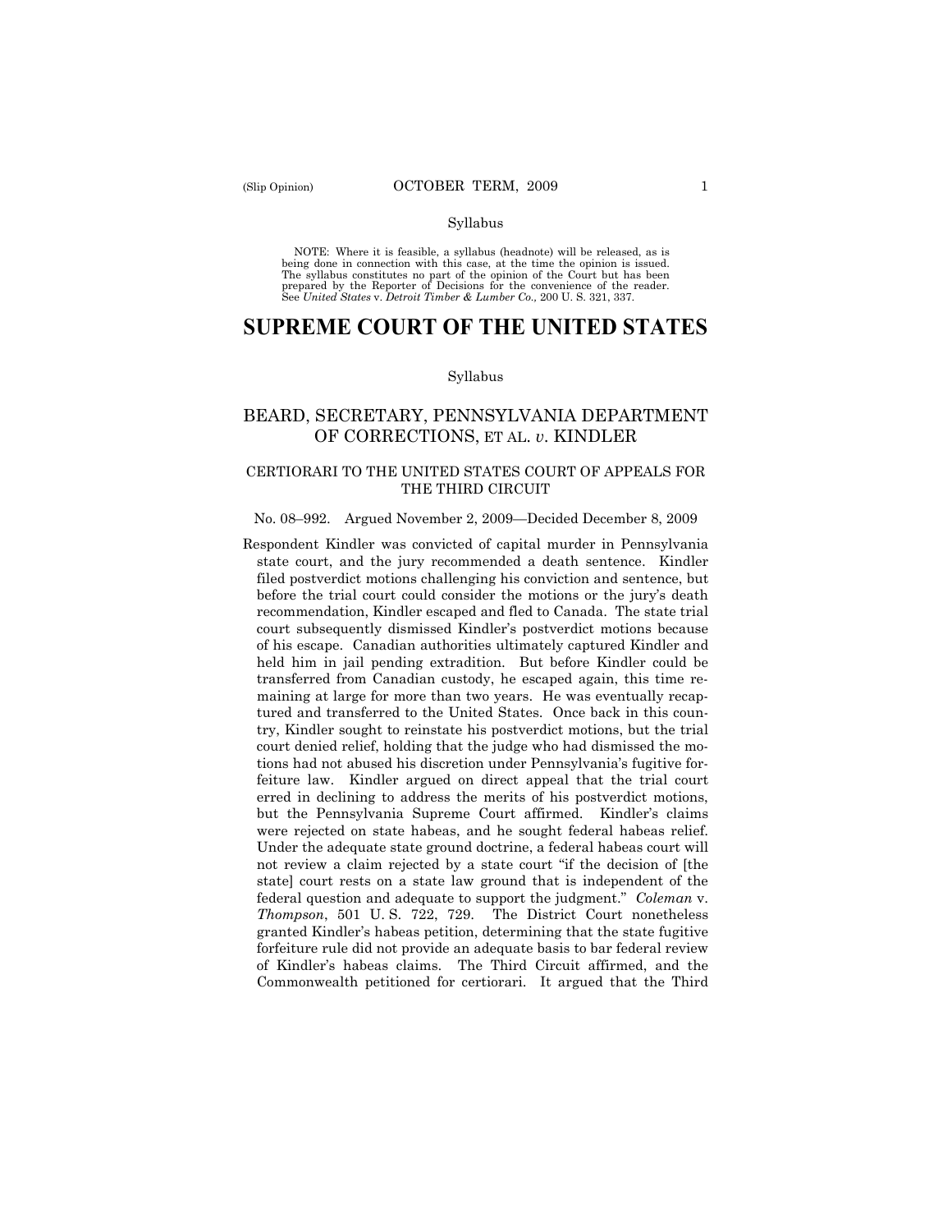Syllabus

NOTE: Where it is feasible, a syllabus (headnote) will be released, as is being done in connection with this case, at the time the opinion is issued. The syllabus constitutes no part of the opinion of the Court but has been prepared by the Reporter of Decisions for the convenience of the reader. See *United States* v. *Detroit Timber & Lumber Co.,* 200 U. S. 321, 337.

# SUPREME COURT OF THE UNITED STATES

Syllabus

## BEARD, SECRETARY, PENNSYLVANIA DEPARTMENT OF CORRECTIONS, ET AL. *v.* KINDLER

### CERTIORARI TO THE UNITED STATES COURT OF APPEALS FOR THE THIRD CIRCUIT

No. 08–992. Argued November 2, 2009—Decided December 8, 2009

Respondent Kindler was convicted of capital murder in Pennsylvania state court, and the jury recommended a death sentence. Kindler filed postverdict motions challenging his conviction and sentence, but before the trial court could consider the motions or the jury's death recommendation, Kindler escaped and fled to Canada. The state trial court subsequently dismissed Kindler's postverdict motions because of his escape. Canadian authorities ultimately captured Kindler and held him in jail pending extradition. But before Kindler could be transferred from Canadian custody, he escaped again, this time remaining at large for more than two years. He was eventually recaptured and transferred to the United States. Once back in this country, Kindler sought to reinstate his postverdict motions, but the trial court denied relief, holding that the judge who had dismissed the motions had not abused his discretion under Pennsylvania's fugitive forfeiture law. Kindler argued on direct appeal that the trial court erred in declining to address the merits of his postverdict motions, but the Pennsylvania Supreme Court affirmed. Kindler's claims were rejected on state habeas, and he sought federal habeas relief. Under the adequate state ground doctrine, a federal habeas court will not review a claim rejected by a state court "if the decision of [the state] court rests on a state law ground that is independent of the federal question and adequate to support the judgment." *Coleman* v. *Thompson*, 501 U. S. 722, 729. The District Court nonetheless granted Kindler's habeas petition, determining that the state fugitive forfeiture rule did not provide an adequate basis to bar federal review of Kindler's habeas claims. The Third Circuit affirmed, and the Commonwealth petitioned for certiorari. It argued that the Third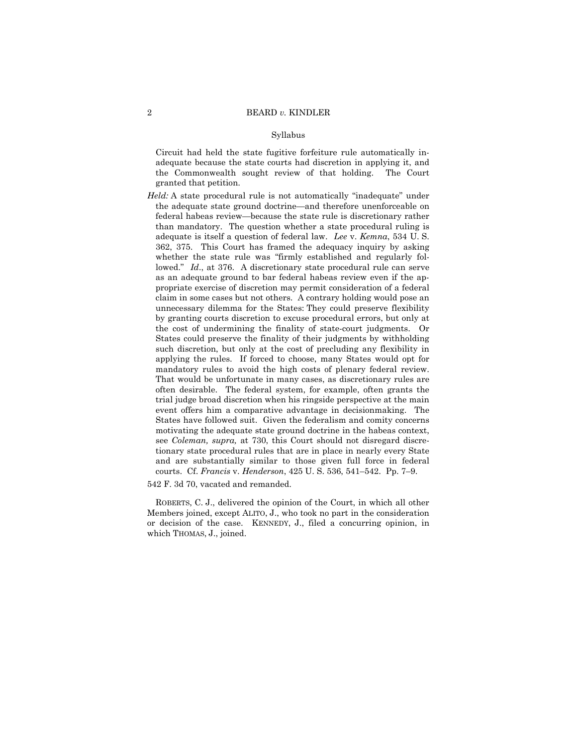Syllabus

Circuit had held the state fugitive forfeiture rule automatically inadequate because the state courts had discretion in applying it, and the Commonwealth sought review of that holding. The Court granted that petition.

*Held:* A state procedural rule is not automatically "inadequate" under the adequate state ground doctrine—and therefore unenforceable on federal habeas review—because the state rule is discretionary rather than mandatory. The question whether a state procedural ruling is adequate is itself a question of federal law. *Lee* v. *Kemna*, 534 U. S. 362, 375. This Court has framed the adequacy inquiry by asking whether the state rule was "firmly established and regularly followed." *Id*., at 376. A discretionary state procedural rule can serve as an adequate ground to bar federal habeas review even if the appropriate exercise of discretion may permit consideration of a federal claim in some cases but not others. A contrary holding would pose an unnecessary dilemma for the States: They could preserve flexibility by granting courts discretion to excuse procedural errors, but only at the cost of undermining the finality of state-court judgments. Or States could preserve the finality of their judgments by withholding such discretion, but only at the cost of precluding any flexibility in applying the rules. If forced to choose, many States would opt for mandatory rules to avoid the high costs of plenary federal review. That would be unfortunate in many cases, as discretionary rules are often desirable. The federal system, for example, often grants the trial judge broad discretion when his ringside perspective at the main event offers him a comparative advantage in decisionmaking. The States have followed suit. Given the federalism and comity concerns motivating the adequate state ground doctrine in the habeas context, see *Coleman, supra,* at 730, this Court should not disregard discretionary state procedural rules that are in place in nearly every State and are substantially similar to those given full force in federal courts. Cf. *Francis* v. *Henderson*, 425 U. S. 536, 541–542. Pp. 7–9.

542 F. 3d 70, vacated and remanded.

ROBERTS, C. J., delivered the opinion of the Court, in which all other Members joined, except ALITO, J., who took no part in the consideration or decision of the case. KENNEDY, J., filed a concurring opinion, in which THOMAS, J., joined.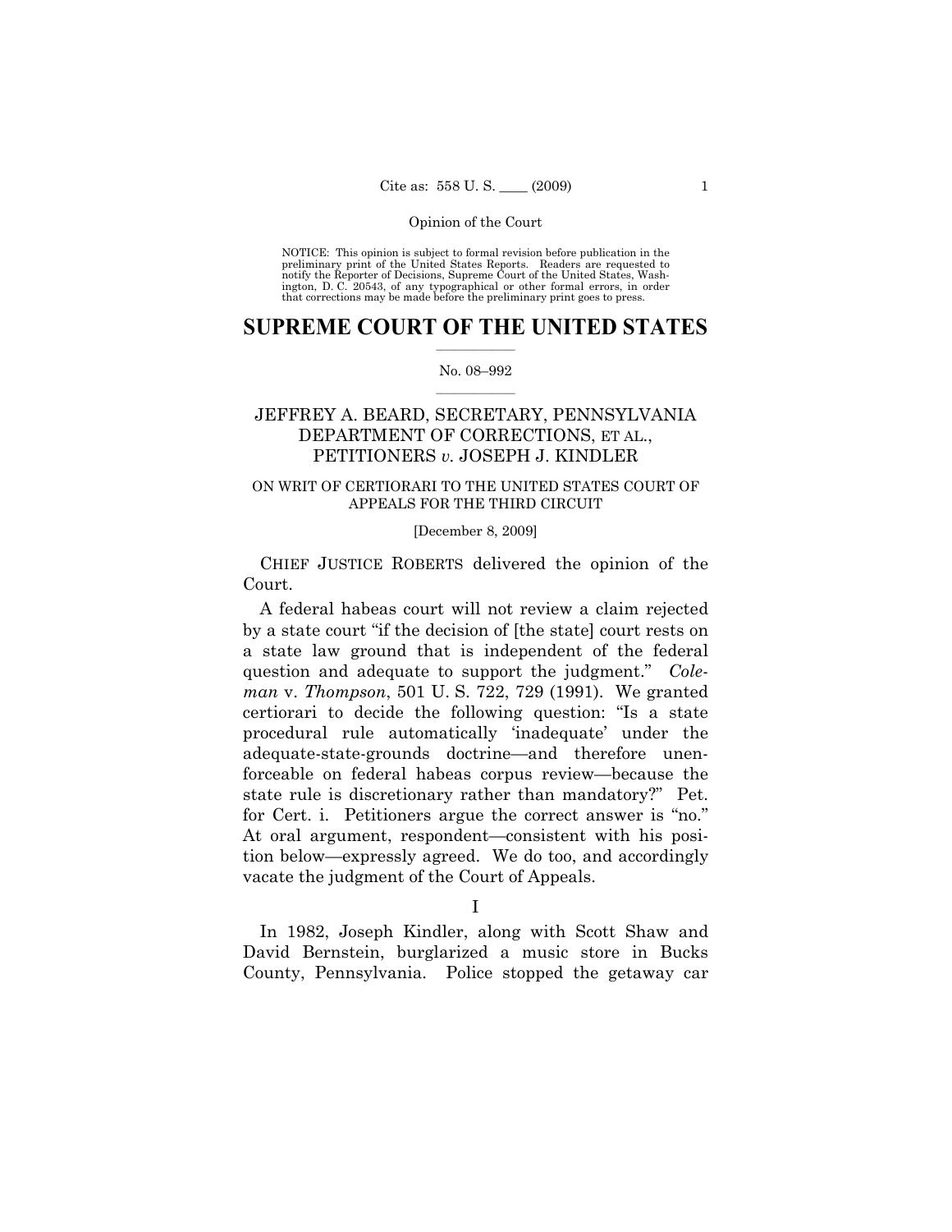Opinion of the Court

NOTICE: This opinion is subject to formal revision before publication in the preliminary print of the United States Reports. Readers are requested to notify the Reporter of Decisions, Supreme Court of the United States, Washington, D. C. 20543, of any typographical or other formal errors, in order that corrections may be made before the preliminary print goes to press.

# SUPREME COURT OF THE UNITED STATES

No. 08–992

## JEFFREY A. BEARD, SECRETARY, PENNSYLVANIA DEPARTMENT OF CORRECTIONS, ET AL., PETITIONERS *v.* JOSEPH J. KINDLER

ON WRIT OF CERTIORARI TO THE UNITED STATES COURT OF APPEALS FOR THE THIRD CIRCUIT

[December 8, 2009]

CHIEF JUSTICE ROBERTS delivered the opinion of the Court.

A federal habeas court will not review a claim rejected by a state court "if the decision of [the state] court rests on a state law ground that is independent of the federal question and adequate to support the judgment." *Coleman* v. *Thompson*, 501 U. S. 722, 729 (1991). We granted certiorari to decide the following question: "Is a state procedural rule automatically 'inadequate' under the adequate-state-grounds doctrine—and therefore unenforceable on federal habeas corpus review—because the state rule is discretionary rather than mandatory?" Pet. for Cert. i. Petitioners argue the correct answer is "no." At oral argument, respondent—consistent with his position below—expressly agreed. We do too, and accordingly vacate the judgment of the Court of Appeals.

I

In 1982, Joseph Kindler, along with Scott Shaw and David Bernstein, burglarized a music store in Bucks County, Pennsylvania. Police stopped the getaway car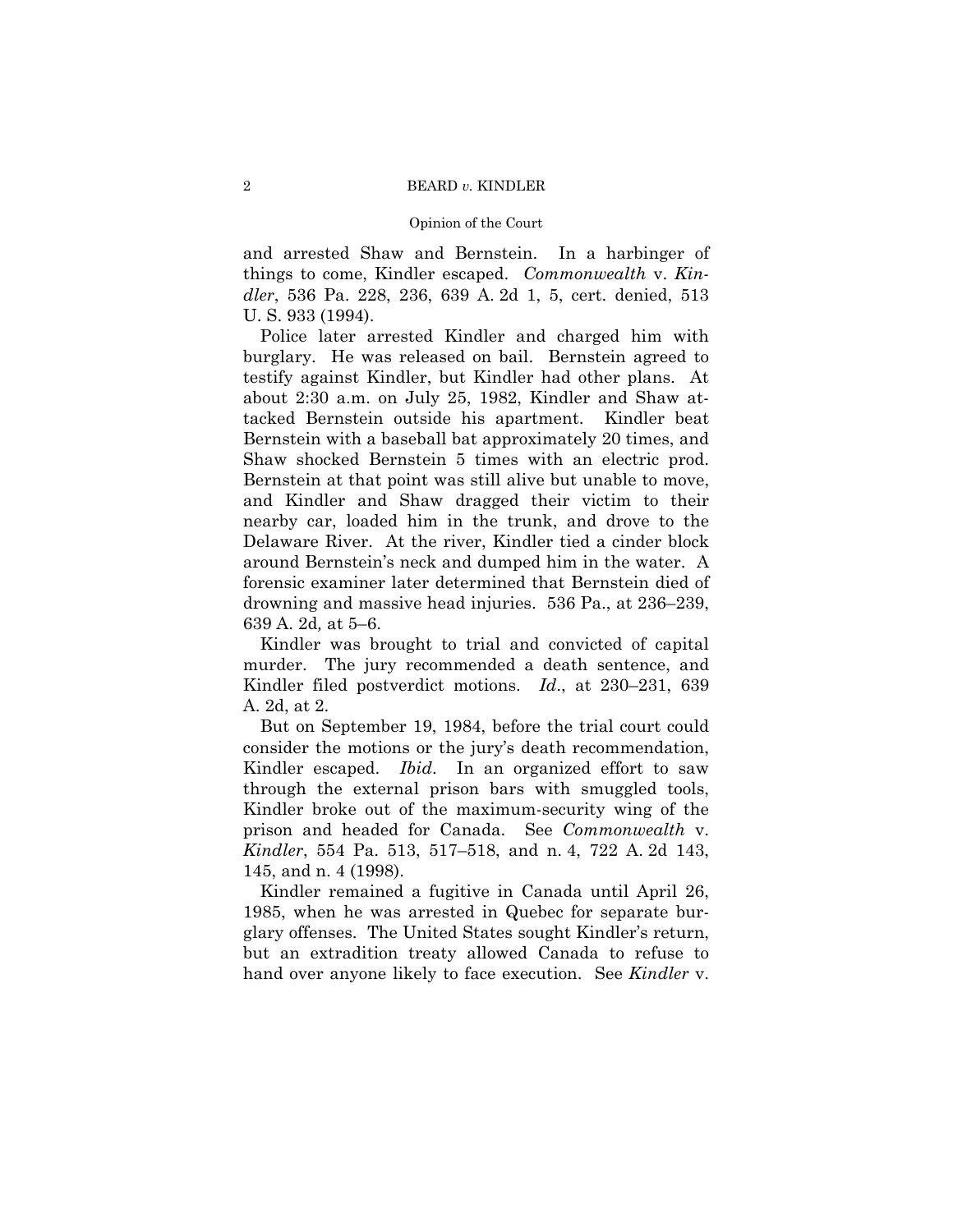and arrested Shaw and Bernstein. In a harbinger of things to come, Kindler escaped. *Commonwealth* v. *Kindler*, 536 Pa. 228, 236, 639 A. 2d 1, 5, cert. denied, 513 U. S. 933 (1994).

Police later arrested Kindler and charged him with burglary. He was released on bail. Bernstein agreed to testify against Kindler, but Kindler had other plans. At about 2:30 a.m. on July 25, 1982, Kindler and Shaw attacked Bernstein outside his apartment. Kindler beat Bernstein with a baseball bat approximately 20 times, and Shaw shocked Bernstein 5 times with an electric prod. Bernstein at that point was still alive but unable to move, and Kindler and Shaw dragged their victim to their nearby car, loaded him in the trunk, and drove to the Delaware River. At the river, Kindler tied a cinder block around Bernstein's neck and dumped him in the water. A forensic examiner later determined that Bernstein died of drowning and massive head injuries. 536 Pa., at 236–239, 639 A. 2d*,* at 5–6.

Kindler was brought to trial and convicted of capital murder. The jury recommended a death sentence, and Kindler filed postverdict motions. *Id*., at 230–231, 639 A. 2d, at 2.

But on September 19, 1984, before the trial court could consider the motions or the jury's death recommendation, Kindler escaped. *Ibid*. In an organized effort to saw through the external prison bars with smuggled tools, Kindler broke out of the maximum-security wing of the prison and headed for Canada. See *Commonwealth* v. *Kindler*, 554 Pa. 513, 517–518, and n. 4, 722 A. 2d 143, 145, and n. 4 (1998).

Kindler remained a fugitive in Canada until April 26, 1985, when he was arrested in Quebec for separate burglary offenses. The United States sought Kindler's return, but an extradition treaty allowed Canada to refuse to hand over anyone likely to face execution. See *Kindler* v.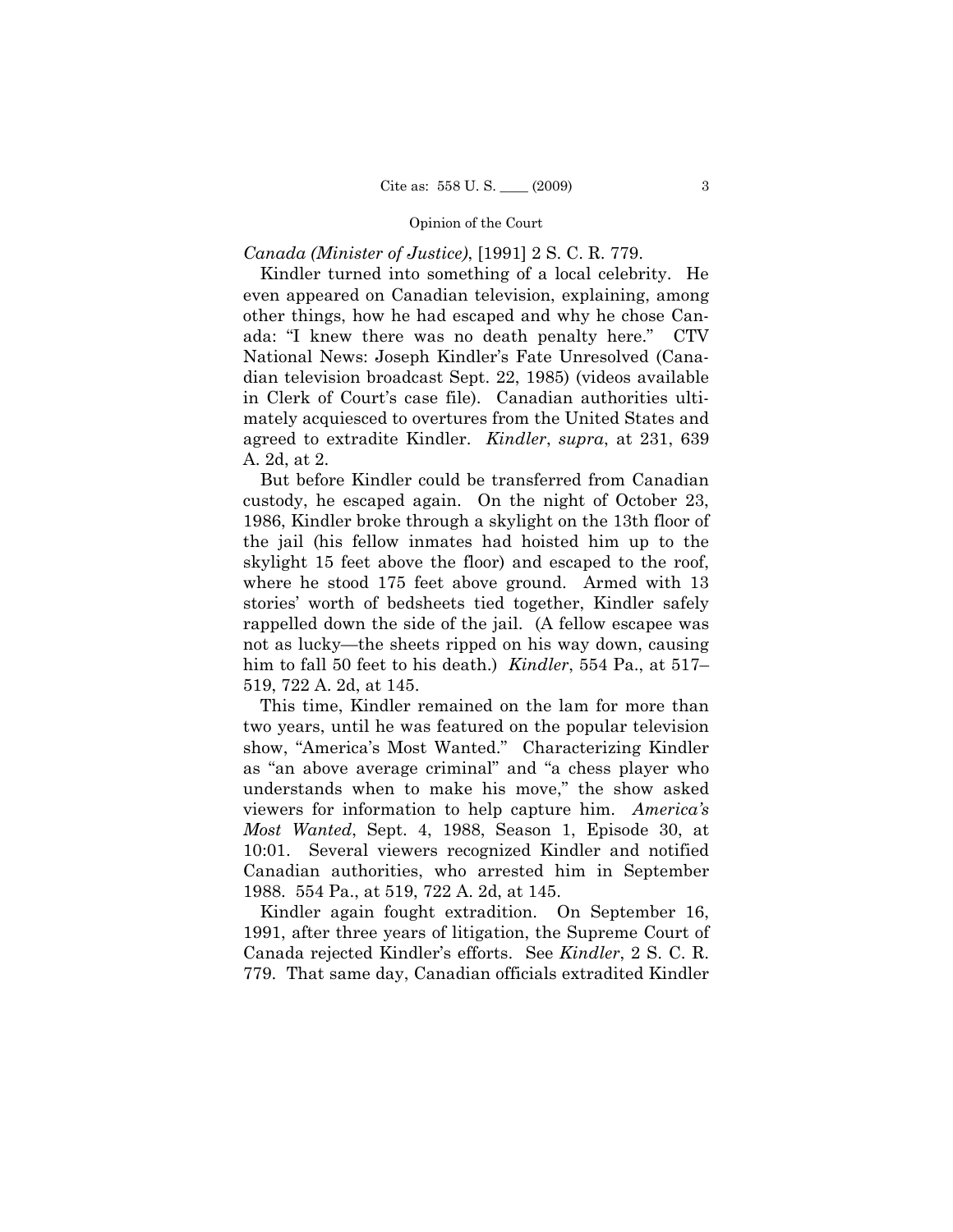*Canada (Minister of Justice)*, [1991] 2 S. C. R. 779.

Kindler turned into something of a local celebrity. He even appeared on Canadian television, explaining, among other things, how he had escaped and why he chose Canada: "I knew there was no death penalty here." CTV National News: Joseph Kindler's Fate Unresolved (Canadian television broadcast Sept. 22, 1985) (videos available in Clerk of Court's case file). Canadian authorities ultimately acquiesced to overtures from the United States and agreed to extradite Kindler. *Kindler*, *supra*, at 231, 639 A. 2d, at 2.

But before Kindler could be transferred from Canadian custody, he escaped again. On the night of October 23, 1986, Kindler broke through a skylight on the 13th floor of the jail (his fellow inmates had hoisted him up to the skylight 15 feet above the floor) and escaped to the roof, where he stood 175 feet above ground. Armed with 13 stories' worth of bedsheets tied together, Kindler safely rappelled down the side of the jail. (A fellow escapee was not as lucky—the sheets ripped on his way down, causing him to fall 50 feet to his death.) *Kindler*, 554 Pa., at 517–519, 722 A. 2d, at 145.

This time, Kindler remained on the lam for more than two years, until he was featured on the popular television show, "America's Most Wanted." Characterizing Kindler as "an above average criminal" and "a chess player who understands when to make his move," the show asked viewers for information to help capture him. *America's Most Wanted*, Sept. 4, 1988, Season 1, Episode 30, at 10:01. Several viewers recognized Kindler and notified Canadian authorities, who arrested him in September 1988. 554 Pa., at 519, 722 A. 2d, at 145.

Kindler again fought extradition. On September 16, 1991, after three years of litigation, the Supreme Court of Canada rejected Kindler's efforts. See *Kindler*, 2 S. C. R. 779. That same day, Canadian officials extradited Kindler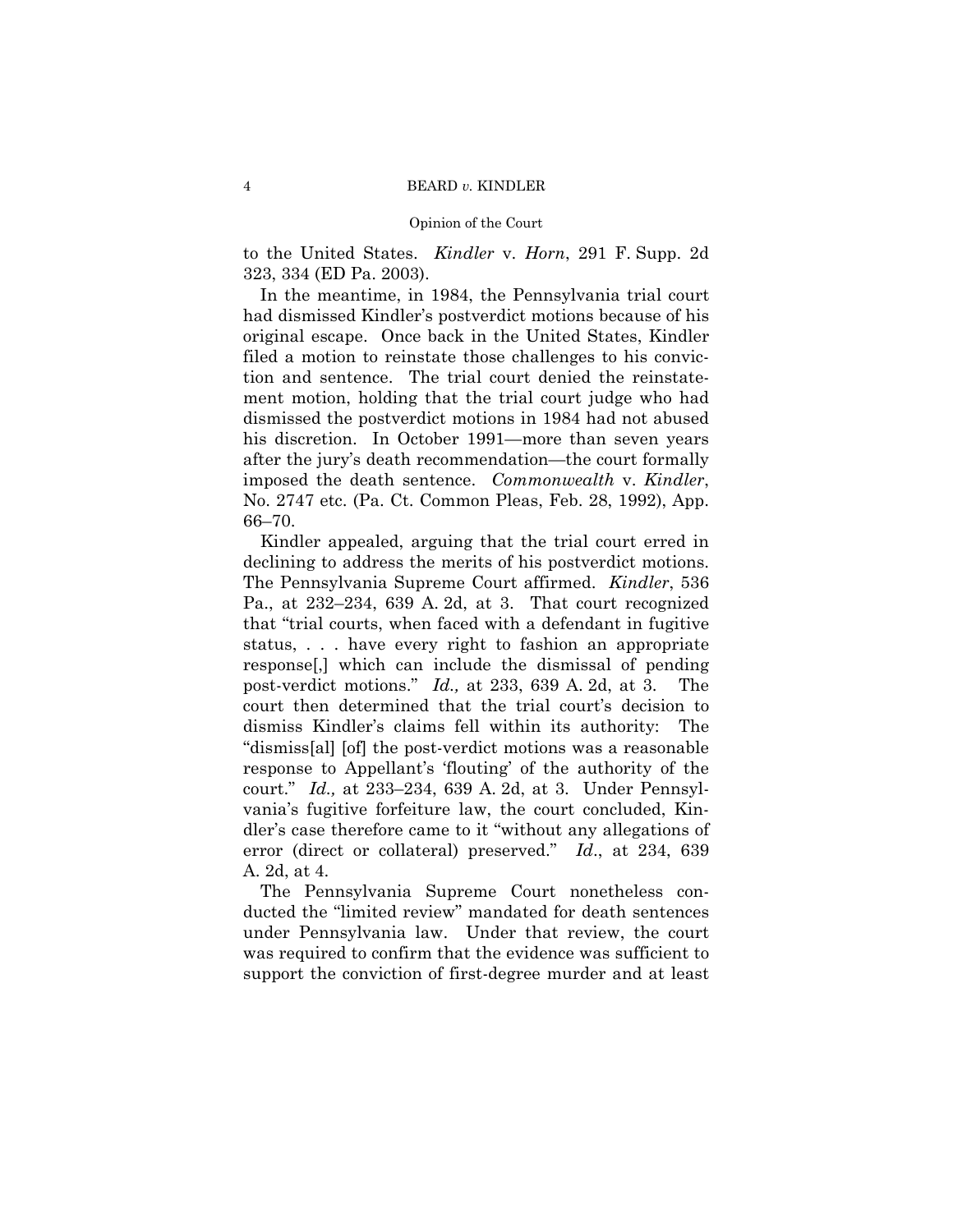to the United States. *Kindler* v. *Horn*, 291 F. Supp. 2d 323, 334 (ED Pa. 2003).

In the meantime, in 1984, the Pennsylvania trial court had dismissed Kindler's postverdict motions because of his original escape. Once back in the United States, Kindler filed a motion to reinstate those challenges to his conviction and sentence. The trial court denied the reinstatement motion, holding that the trial court judge who had dismissed the postverdict motions in 1984 had not abused his discretion. In October 1991—more than seven years after the jury's death recommendation—the court formally imposed the death sentence. *Commonwealth* v. *Kindler*, No. 2747 etc. (Pa. Ct. Common Pleas, Feb. 28, 1992), App. 66–70.

Kindler appealed, arguing that the trial court erred in declining to address the merits of his postverdict motions. The Pennsylvania Supreme Court affirmed. *Kindler*, 536 Pa., at 232–234, 639 A. 2d, at 3. That court recognized that "trial courts, when faced with a defendant in fugitive status, . . . have every right to fashion an appropriate response[,] which can include the dismissal of pending post-verdict motions." *Id.,* at 233, 639 A. 2d, at 3. The court then determined that the trial court's decision to dismiss Kindler's claims fell within its authority: The "dismiss[al] [of] the post-verdict motions was a reasonable response to Appellant's 'flouting' of the authority of the court." *Id.,* at 233–234, 639 A. 2d, at 3. Under Pennsylvania's fugitive forfeiture law, the court concluded, Kindler's case therefore came to it "without any allegations of error (direct or collateral) preserved." *Id*., at 234, 639 A. 2d, at 4.

The Pennsylvania Supreme Court nonetheless conducted the "limited review" mandated for death sentences under Pennsylvania law. Under that review, the court was required to confirm that the evidence was sufficient to support the conviction of first-degree murder and at least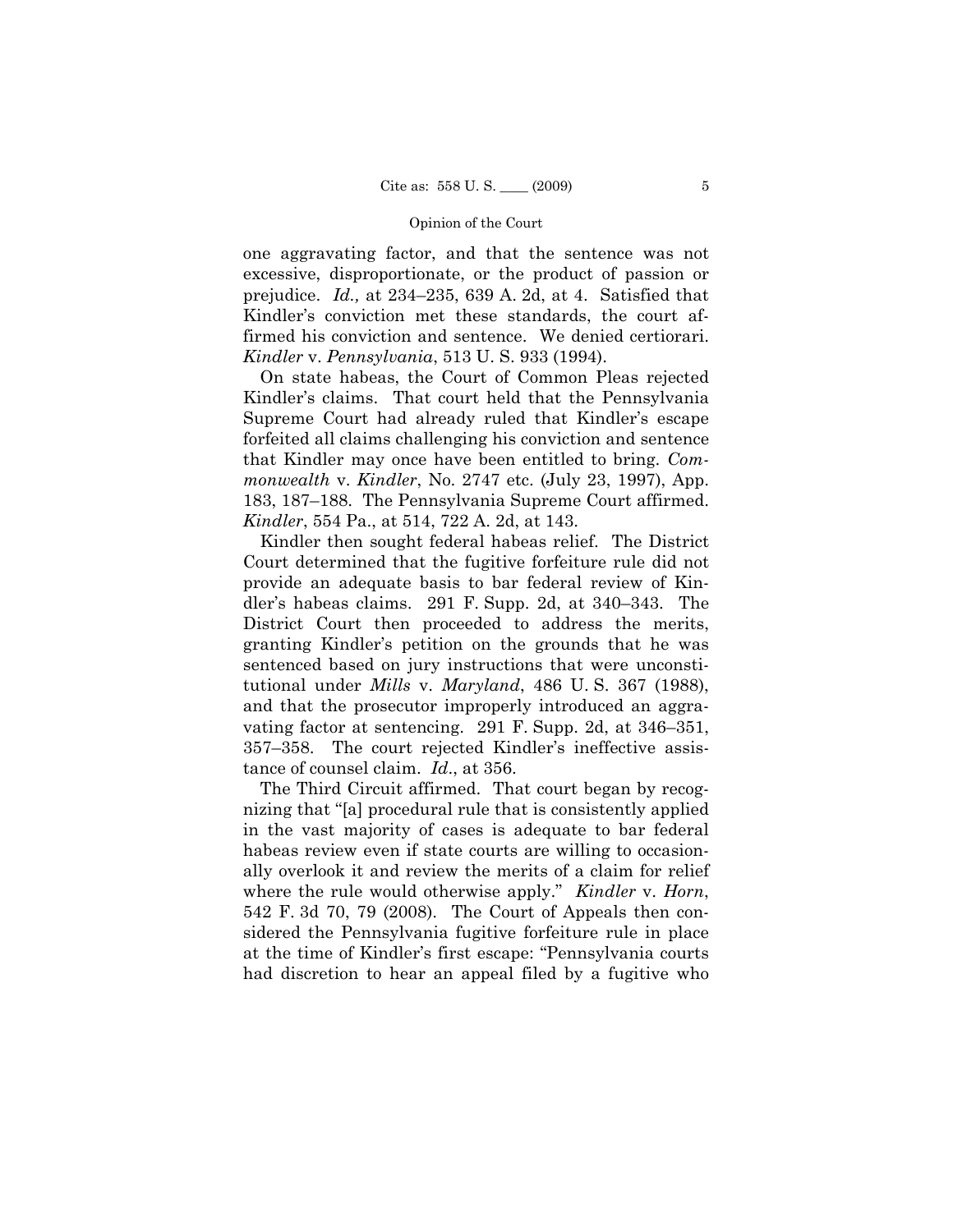one aggravating factor, and that the sentence was not excessive, disproportionate, or the product of passion or prejudice. *Id.,* at 234–235, 639 A. 2d, at 4. Satisfied that Kindler's conviction met these standards, the court affirmed his conviction and sentence. We denied certiorari. *Kindler* v. *Pennsylvania*, 513 U. S. 933 (1994).

On state habeas, the Court of Common Pleas rejected Kindler's claims. That court held that the Pennsylvania Supreme Court had already ruled that Kindler's escape forfeited all claims challenging his conviction and sentence that Kindler may once have been entitled to bring. *Commonwealth* v. *Kindler*, No. 2747 etc. (July 23, 1997), App. 183, 187–188. The Pennsylvania Supreme Court affirmed. *Kindler*, 554 Pa., at 514, 722 A. 2d, at 143.

Kindler then sought federal habeas relief. The District Court determined that the fugitive forfeiture rule did not provide an adequate basis to bar federal review of Kindler's habeas claims. 291 F. Supp. 2d, at 340–343. The District Court then proceeded to address the merits, granting Kindler's petition on the grounds that he was sentenced based on jury instructions that were unconstitutional under *Mills* v. *Maryland*, 486 U. S. 367 (1988), and that the prosecutor improperly introduced an aggravating factor at sentencing. 291 F. Supp. 2d, at 346–351, 357–358. The court rejected Kindler's ineffective assistance of counsel claim. *Id*., at 356.

The Third Circuit affirmed. That court began by recognizing that "[a] procedural rule that is consistently applied in the vast majority of cases is adequate to bar federal habeas review even if state courts are willing to occasionally overlook it and review the merits of a claim for relief where the rule would otherwise apply." *Kindler* v. *Horn*, 542 F. 3d 70, 79 (2008). The Court of Appeals then considered the Pennsylvania fugitive forfeiture rule in place at the time of Kindler's first escape: "Pennsylvania courts had discretion to hear an appeal filed by a fugitive who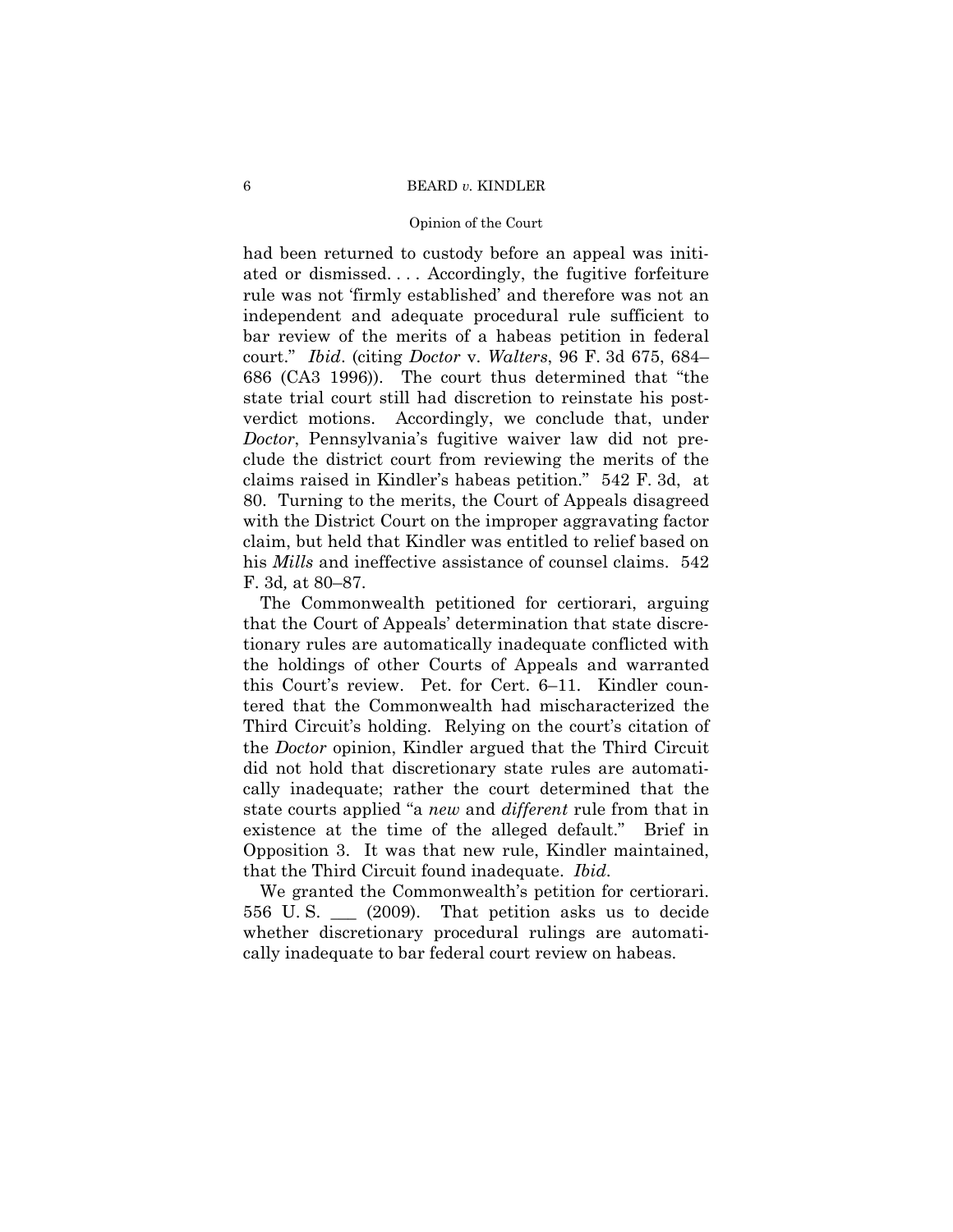had been returned to custody before an appeal was initiated or dismissed. . . . Accordingly, the fugitive forfeiture rule was not 'firmly established' and therefore was not an independent and adequate procedural rule sufficient to bar review of the merits of a habeas petition in federal court." *Ibid*. (citing *Doctor* v. *Walters*, 96 F. 3d 675, 684–686 (CA3 1996)). The court thus determined that "the state trial court still had discretion to reinstate his post-verdict motions. Accordingly, we conclude that, under *Doctor*, Pennsylvania's fugitive waiver law did not preclude the district court from reviewing the merits of the claims raised in Kindler's habeas petition." 542 F. 3d, at 80. Turning to the merits, the Court of Appeals disagreed with the District Court on the improper aggravating factor claim, but held that Kindler was entitled to relief based on his *Mills* and ineffective assistance of counsel claims. 542 F. 3d*,* at 80–87.

The Commonwealth petitioned for certiorari, arguing that the Court of Appeals' determination that state discretionary rules are automatically inadequate conflicted with the holdings of other Courts of Appeals and warranted this Court's review. Pet. for Cert. 6–11. Kindler countered that the Commonwealth had mischaracterized the Third Circuit's holding. Relying on the court's citation of the *Doctor* opinion, Kindler argued that the Third Circuit did not hold that discretionary state rules are automatically inadequate; rather the court determined that the state courts applied "a *new* and *different* rule from that in existence at the time of the alleged default." Brief in Opposition 3. It was that new rule, Kindler maintained, that the Third Circuit found inadequate. *Ibid*.

We granted the Commonwealth's petition for certiorari. 556 U. S. ___ (2009). That petition asks us to decide whether discretionary procedural rulings are automatically inadequate to bar federal court review on habeas.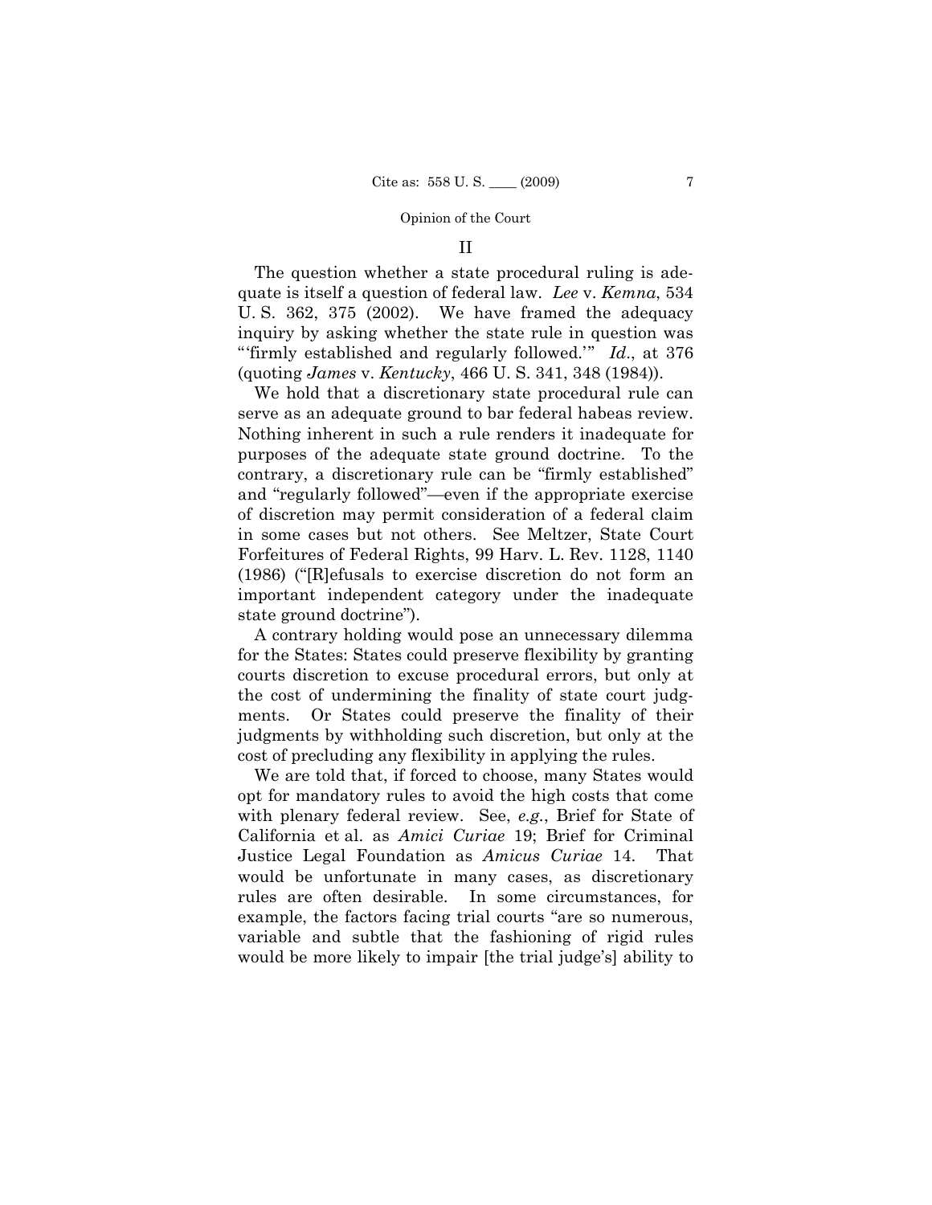## II

The question whether a state procedural ruling is adequate is itself a question of federal law. *Lee* v. *Kemna*, 534 U. S. 362, 375 (2002). We have framed the adequacy inquiry by asking whether the state rule in question was "'firmly established and regularly followed.'" *Id*., at 376 (quoting *James* v. *Kentucky*, 466 U. S. 341, 348 (1984)).

We hold that a discretionary state procedural rule can serve as an adequate ground to bar federal habeas review. Nothing inherent in such a rule renders it inadequate for purposes of the adequate state ground doctrine. To the contrary, a discretionary rule can be "firmly established" and "regularly followed"—even if the appropriate exercise of discretion may permit consideration of a federal claim in some cases but not others. See Meltzer, State Court Forfeitures of Federal Rights, 99 Harv. L. Rev. 1128, 1140 (1986) ("[R]efusals to exercise discretion do not form an important independent category under the inadequate state ground doctrine").

A contrary holding would pose an unnecessary dilemma for the States: States could preserve flexibility by granting courts discretion to excuse procedural errors, but only at the cost of undermining the finality of state court judgments. Or States could preserve the finality of their judgments by withholding such discretion, but only at the cost of precluding any flexibility in applying the rules.

We are told that, if forced to choose, many States would opt for mandatory rules to avoid the high costs that come with plenary federal review. See, *e.g.*, Brief for State of California et al. as *Amici Curiae* 19; Brief for Criminal Justice Legal Foundation as *Amicus Curiae* 14. That would be unfortunate in many cases, as discretionary rules are often desirable. In some circumstances, for example, the factors facing trial courts "are so numerous, variable and subtle that the fashioning of rigid rules would be more likely to impair [the trial judge's] ability to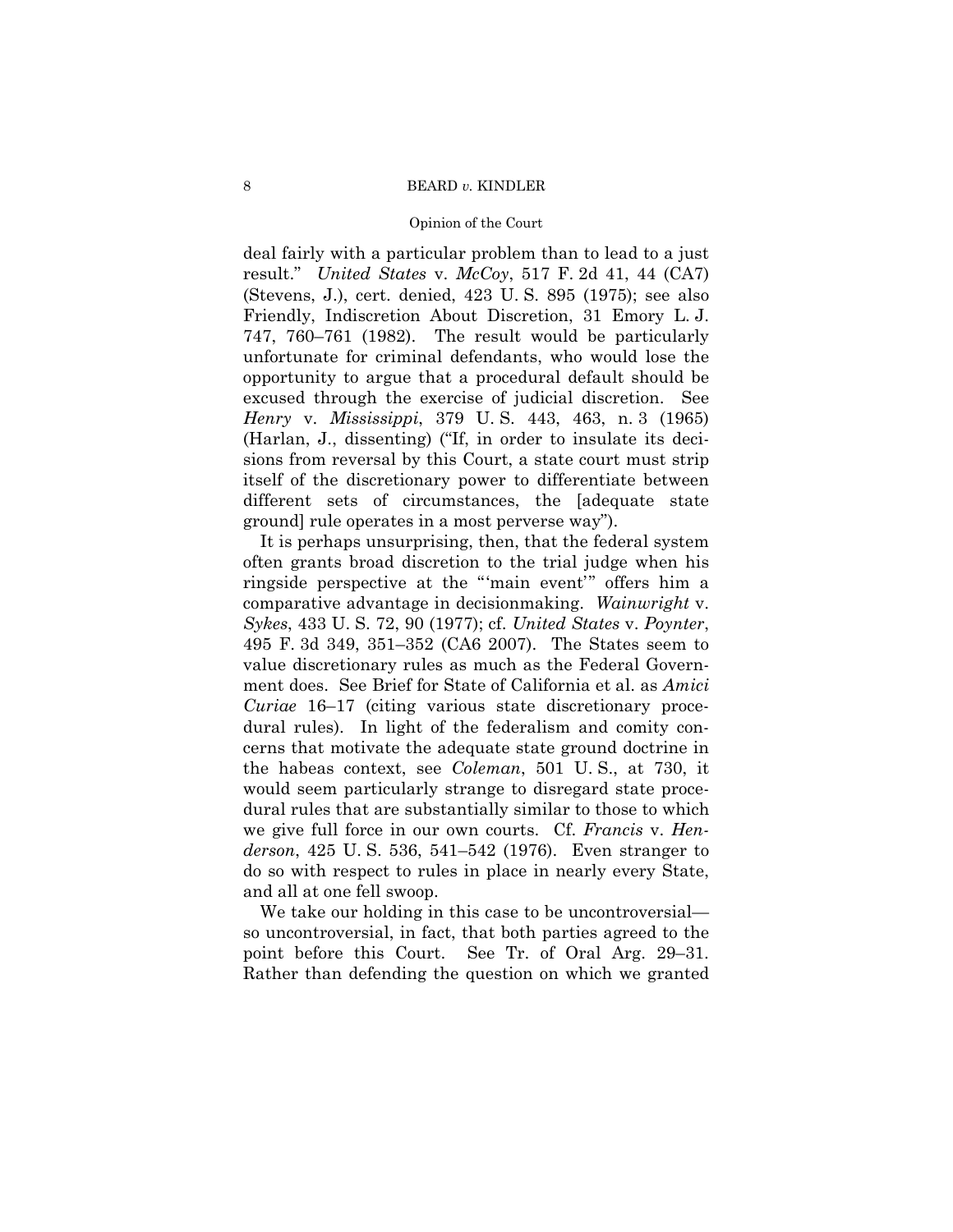deal fairly with a particular problem than to lead to a just result." *United States* v. *McCoy*, 517 F. 2d 41, 44 (CA7) (Stevens, J.), cert. denied, 423 U. S. 895 (1975); see also Friendly, Indiscretion About Discretion, 31 Emory L. J. 747, 760–761 (1982). The result would be particularly unfortunate for criminal defendants, who would lose the opportunity to argue that a procedural default should be excused through the exercise of judicial discretion. See *Henry* v. *Mississippi*, 379 U. S. 443, 463, n. 3 (1965) (Harlan, J., dissenting) ("If, in order to insulate its decisions from reversal by this Court, a state court must strip itself of the discretionary power to differentiate between different sets of circumstances, the [adequate state ground] rule operates in a most perverse way").

It is perhaps unsurprising, then, that the federal system often grants broad discretion to the trial judge when his ringside perspective at the "'main event'" offers him a comparative advantage in decisionmaking. *Wainwright* v. *Sykes*, 433 U. S. 72, 90 (1977); cf. *United States* v. *Poynter*, 495 F. 3d 349, 351–352 (CA6 2007). The States seem to value discretionary rules as much as the Federal Government does. See Brief for State of California et al. as *Amici Curiae* 16–17 (citing various state discretionary procedural rules). In light of the federalism and comity concerns that motivate the adequate state ground doctrine in the habeas context, see *Coleman*, 501 U. S., at 730, it would seem particularly strange to disregard state procedural rules that are substantially similar to those to which we give full force in our own courts. Cf. *Francis* v. *Henderson*, 425 U. S. 536, 541–542 (1976). Even stranger to do so with respect to rules in place in nearly every State, and all at one fell swoop.

We take our holding in this case to be uncontroversial—so uncontroversial, in fact, that both parties agreed to the point before this Court. See Tr. of Oral Arg. 29–31. Rather than defending the question on which we granted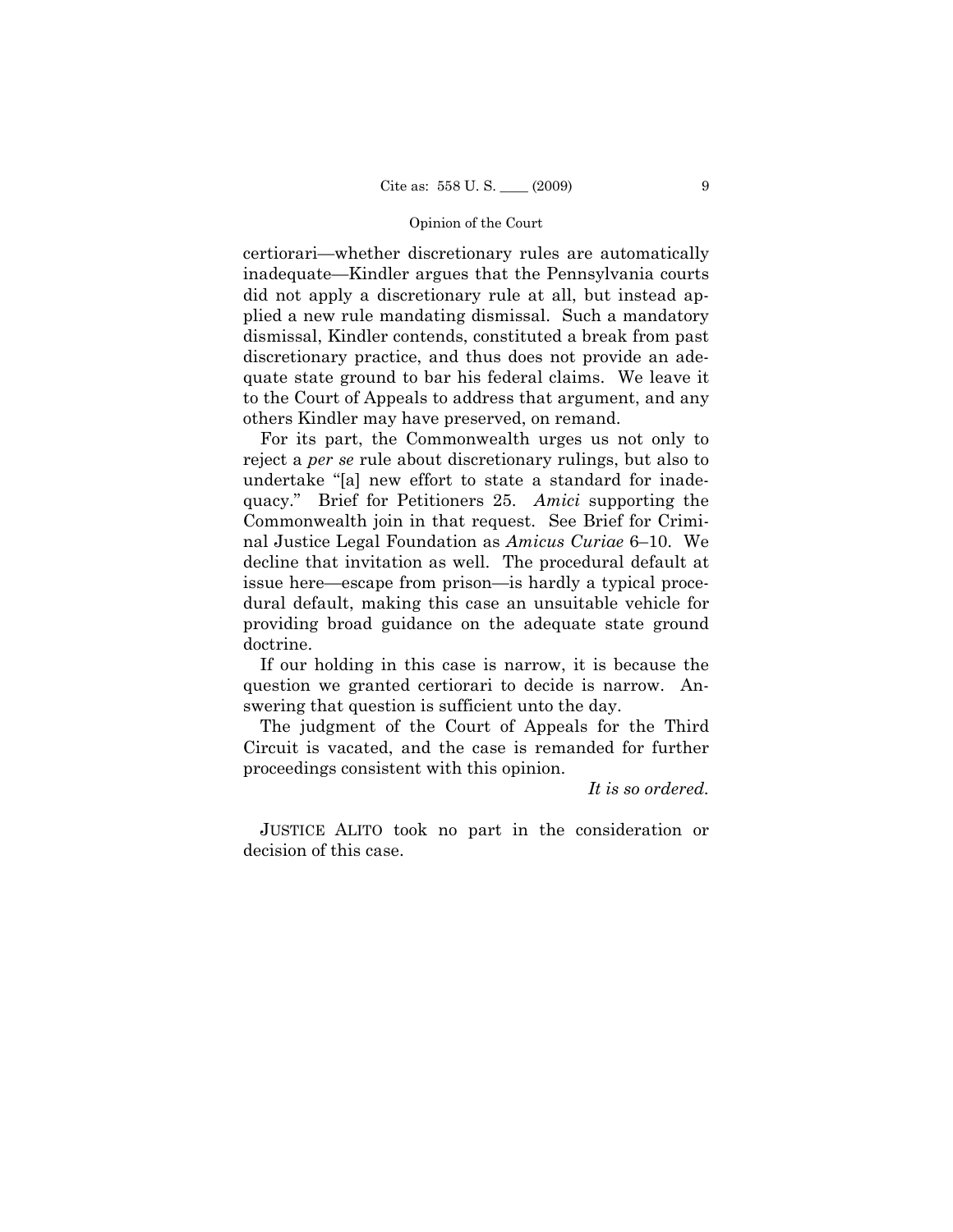certiorari—whether discretionary rules are automatically inadequate—Kindler argues that the Pennsylvania courts did not apply a discretionary rule at all, but instead applied a new rule mandating dismissal. Such a mandatory dismissal, Kindler contends, constituted a break from past discretionary practice, and thus does not provide an adequate state ground to bar his federal claims. We leave it to the Court of Appeals to address that argument, and any others Kindler may have preserved, on remand.

For its part, the Commonwealth urges us not only to reject a *per se* rule about discretionary rulings, but also to undertake "[a] new effort to state a standard for inadequacy." Brief for Petitioners 25. *Amici* supporting the Commonwealth join in that request. See Brief for Criminal Justice Legal Foundation as *Amicus Curiae* 6–10. We decline that invitation as well. The procedural default at issue here—escape from prison—is hardly a typical procedural default, making this case an unsuitable vehicle for providing broad guidance on the adequate state ground doctrine.

If our holding in this case is narrow, it is because the question we granted certiorari to decide is narrow. Answering that question is sufficient unto the day.

The judgment of the Court of Appeals for the Third Circuit is vacated, and the case is remanded for further proceedings consistent with this opinion.

*It is so ordered.*

JUSTICE ALITO took no part in the consideration or decision of this case.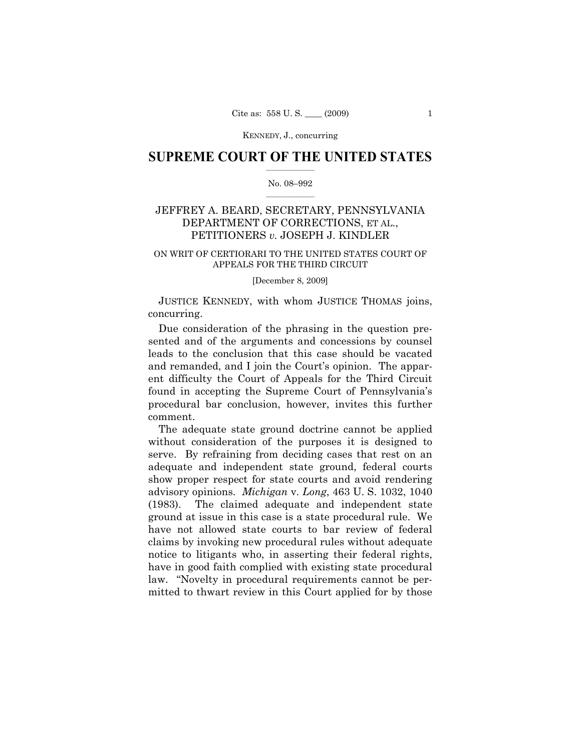KENNEDY, J., concurring

# SUPREME COURT OF THE UNITED STATES

No. 08–992

## JEFFREY A. BEARD, SECRETARY, PENNSYLVANIA DEPARTMENT OF CORRECTIONS, ET AL., PETITIONERS *v.* JOSEPH J. KINDLER

ON WRIT OF CERTIORARI TO THE UNITED STATES COURT OF APPEALS FOR THE THIRD CIRCUIT

[December 8, 2009]

JUSTICE KENNEDY, with whom JUSTICE THOMAS joins, concurring.

Due consideration of the phrasing in the question presented and of the arguments and concessions by counsel leads to the conclusion that this case should be vacated and remanded, and I join the Court's opinion. The apparent difficulty the Court of Appeals for the Third Circuit found in accepting the Supreme Court of Pennsylvania's procedural bar conclusion, however, invites this further comment.

The adequate state ground doctrine cannot be applied without consideration of the purposes it is designed to serve. By refraining from deciding cases that rest on an adequate and independent state ground, federal courts show proper respect for state courts and avoid rendering advisory opinions. *Michigan* v. *Long*, 463 U. S. 1032, 1040 (1983). The claimed adequate and independent state ground at issue in this case is a state procedural rule. We have not allowed state courts to bar review of federal claims by invoking new procedural rules without adequate notice to litigants who, in asserting their federal rights, have in good faith complied with existing state procedural law. "Novelty in procedural requirements cannot be permitted to thwart review in this Court applied for by those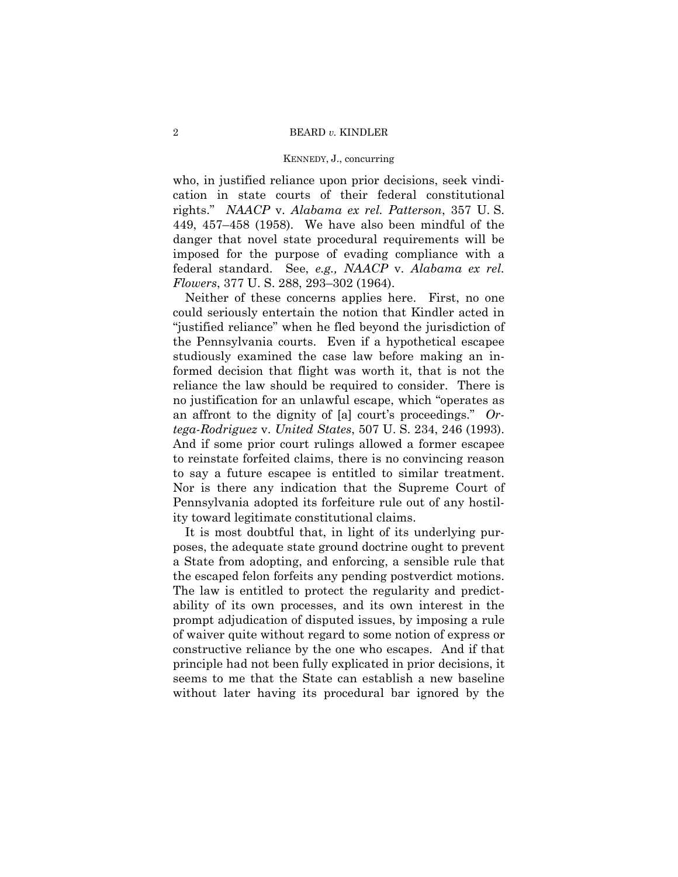who, in justified reliance upon prior decisions, seek vindication in state courts of their federal constitutional rights." *NAACP* v. *Alabama ex rel. Patterson*, 357 U. S. 449, 457–458 (1958). We have also been mindful of the danger that novel state procedural requirements will be imposed for the purpose of evading compliance with a federal standard. See, *e.g., NAACP* v. *Alabama ex rel. Flowers*, 377 U. S. 288, 293–302 (1964).

Neither of these concerns applies here. First, no one could seriously entertain the notion that Kindler acted in "justified reliance" when he fled beyond the jurisdiction of the Pennsylvania courts. Even if a hypothetical escapee studiously examined the case law before making an informed decision that flight was worth it, that is not the reliance the law should be required to consider. There is no justification for an unlawful escape, which "operates as an affront to the dignity of [a] court's proceedings." *Ortega-Rodriguez* v. *United States*, 507 U. S. 234, 246 (1993). And if some prior court rulings allowed a former escapee to reinstate forfeited claims, there is no convincing reason to say a future escapee is entitled to similar treatment. Nor is there any indication that the Supreme Court of Pennsylvania adopted its forfeiture rule out of any hostility toward legitimate constitutional claims.

It is most doubtful that, in light of its underlying purposes, the adequate state ground doctrine ought to prevent a State from adopting, and enforcing, a sensible rule that the escaped felon forfeits any pending postverdict motions. The law is entitled to protect the regularity and predictability of its own processes, and its own interest in the prompt adjudication of disputed issues, by imposing a rule of waiver quite without regard to some notion of express or constructive reliance by the one who escapes. And if that principle had not been fully explicated in prior decisions, it seems to me that the State can establish a new baseline without later having its procedural bar ignored by the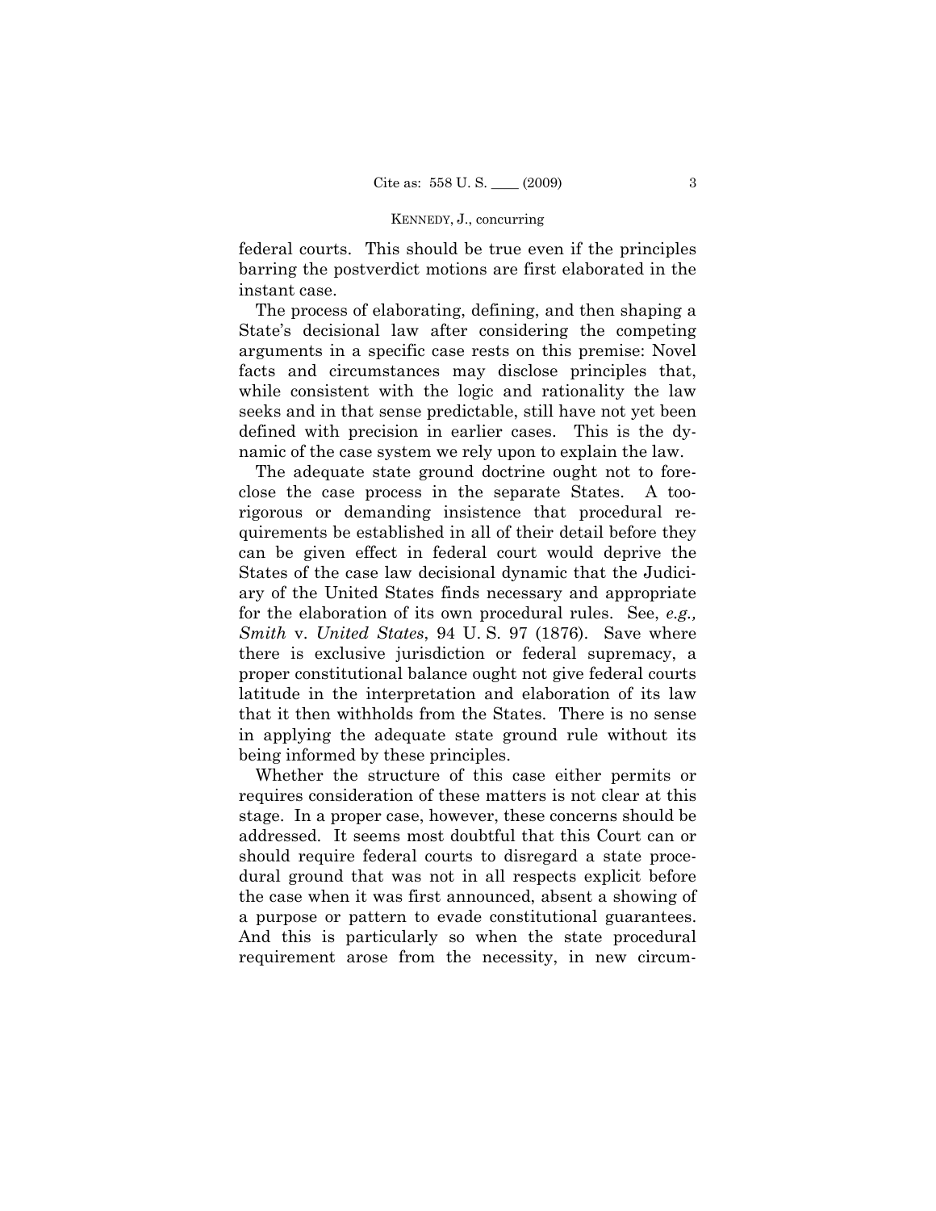federal courts. This should be true even if the principles barring the postverdict motions are first elaborated in the instant case.

The process of elaborating, defining, and then shaping a State's decisional law after considering the competing arguments in a specific case rests on this premise: Novel facts and circumstances may disclose principles that, while consistent with the logic and rationality the law seeks and in that sense predictable, still have not yet been defined with precision in earlier cases. This is the dynamic of the case system we rely upon to explain the law.

The adequate state ground doctrine ought not to foreclose the case process in the separate States. A too-rigorous or demanding insistence that procedural requirements be established in all of their detail before they can be given effect in federal court would deprive the States of the case law decisional dynamic that the Judiciary of the United States finds necessary and appropriate for the elaboration of its own procedural rules. See, *e.g., Smith* v. *United States*, 94 U. S. 97 (1876). Save where there is exclusive jurisdiction or federal supremacy, a proper constitutional balance ought not give federal courts latitude in the interpretation and elaboration of its law that it then withholds from the States. There is no sense in applying the adequate state ground rule without its being informed by these principles.

Whether the structure of this case either permits or requires consideration of these matters is not clear at this stage. In a proper case, however, these concerns should be addressed. It seems most doubtful that this Court can or should require federal courts to disregard a state procedural ground that was not in all respects explicit before the case when it was first announced, absent a showing of a purpose or pattern to evade constitutional guarantees. And this is particularly so when the state procedural requirement arose from the necessity, in new circum-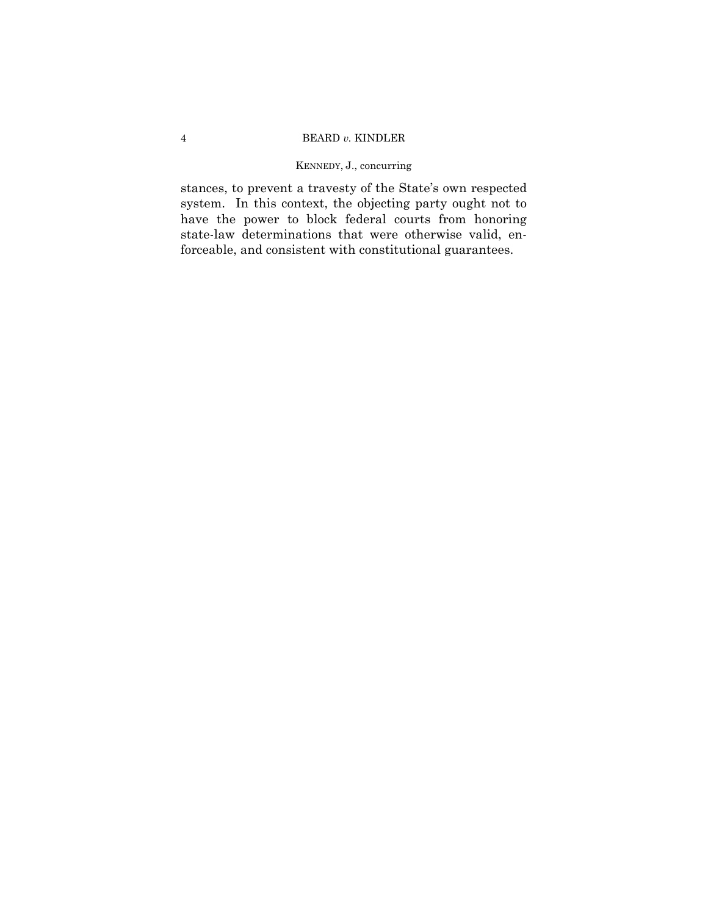stances, to prevent a travesty of the State's own respected system. In this context, the objecting party ought not to have the power to block federal courts from honoring state-law determinations that were otherwise valid, enforceable, and consistent with constitutional guarantees.